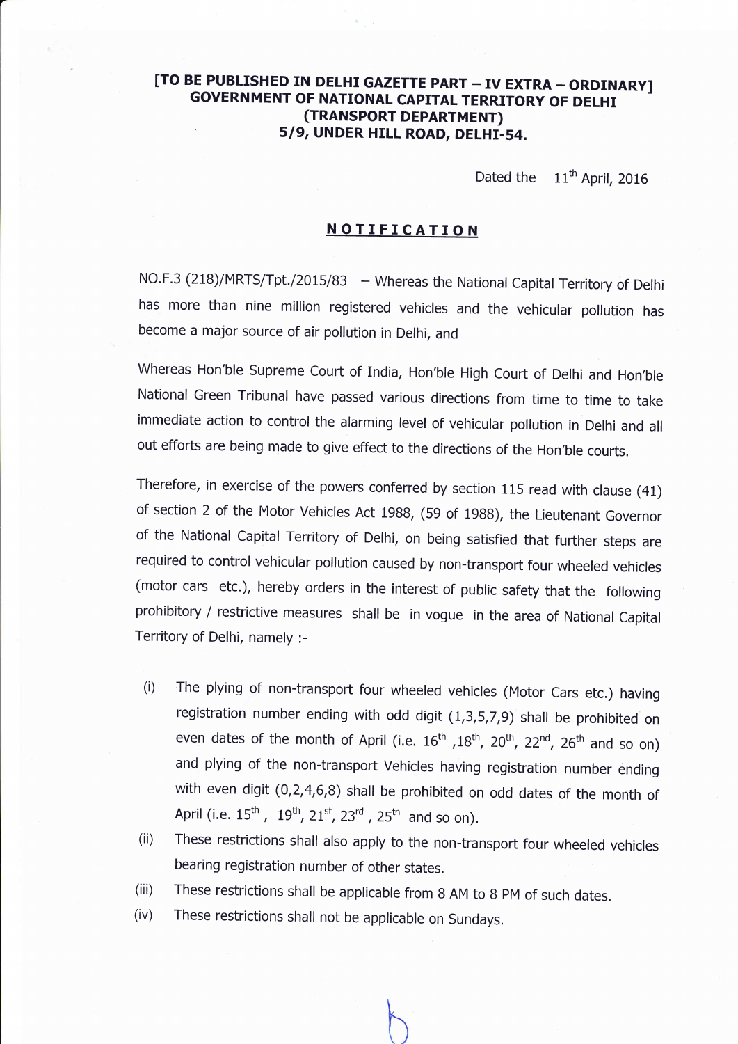**[TO BE PUBLISHED IN DELHI GAZETTE PART – IV EXTRA – ORDINARY]**
**GOVERNMENT OF NATIONAL CAPITAL TERRITORY OF DELHI**
**(TRANSPORT DEPARTMENT)**
**5/9, UNDER HILL ROAD, DELHI-54.**

Dated the 11th April, 2016

## NOTIFICATION

NO.F.3 (218)/MRTS/Tpt./2015/83 – Whereas the National Capital Territory of Delhi has more than nine million registered vehicles and the vehicular pollution has become a major source of air pollution in Delhi, and

Whereas Hon'ble Supreme Court of India, Hon'ble High Court of Delhi and Hon'ble National Green Tribunal have passed various directions from time to time to take immediate action to control the alarming level of vehicular pollution in Delhi and all out efforts are being made to give effect to the directions of the Hon'ble courts.

Therefore, in exercise of the powers conferred by section 115 read with clause (41) of section 2 of the Motor Vehicles Act 1988, (59 of 1988), the Lieutenant Governor of the National Capital Territory of Delhi, on being satisfied that further steps are required to control vehicular pollution caused by non-transport four wheeled vehicles (motor cars etc.), hereby orders in the interest of public safety that the following prohibitory / restrictive measures shall be in vogue in the area of National Capital Territory of Delhi, namely :-

(i) The plying of non-transport four wheeled vehicles (Motor Cars etc.) having registration number ending with odd digit (1,3,5,7,9) shall be prohibited on even dates of the month of April (i.e. 16th ,18th, 20th, 22nd, 26th and so on) and plying of the non-transport Vehicles having registration number ending with even digit (0,2,4,6,8) shall be prohibited on odd dates of the month of April (i.e. 15th , 19th, 21st, 23rd , 25th and so on).

(ii) These restrictions shall also apply to the non-transport four wheeled vehicles bearing registration number of other states.

(iii) These restrictions shall be applicable from 8 AM to 8 PM of such dates.

(iv) These restrictions shall not be applicable on Sundays.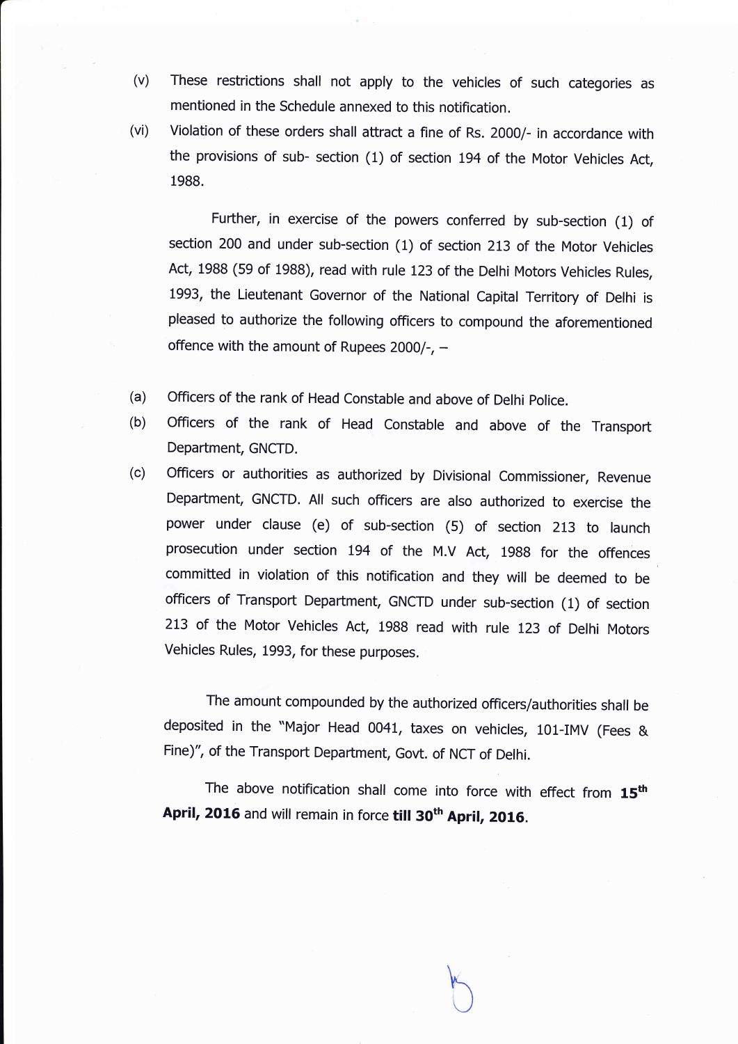(v) These restrictions shall not apply to the vehicles of such categories as mentioned in the Schedule annexed to this notification.

(vi) Violation of these orders shall attract a fine of Rs. 2000/- in accordance with the provisions of sub- section (1) of section 194 of the Motor Vehicles Act, 1988.

Further, in exercise of the powers conferred by sub-section (1) of section 200 and under sub-section (1) of section 213 of the Motor Vehicles Act, 1988 (59 of 1988), read with rule 123 of the Delhi Motors Vehicles Rules, 1993, the Lieutenant Governor of the National Capital Territory of Delhi is pleased to authorize the following officers to compound the aforementioned offence with the amount of Rupees 2000/-, –

(a) Officers of the rank of Head Constable and above of Delhi Police.

(b) Officers of the rank of Head Constable and above of the Transport Department, GNCTD.

(c) Officers or authorities as authorized by Divisional Commissioner, Revenue Department, GNCTD. All such officers are also authorized to exercise the power under clause (e) of sub-section (5) of section 213 to launch prosecution under section 194 of the M.V Act, 1988 for the offences committed in violation of this notification and they will be deemed to be officers of Transport Department, GNCTD under sub-section (1) of section 213 of the Motor Vehicles Act, 1988 read with rule 123 of Delhi Motors Vehicles Rules, 1993, for these purposes.

The amount compounded by the authorized officers/authorities shall be deposited in the "Major Head 0041, taxes on vehicles, 101-IMV (Fees & Fine)", of the Transport Department, Govt. of NCT of Delhi.

The above notification shall come into force with effect from **15th April, 2016** and will remain in force **till 30th April, 2016**.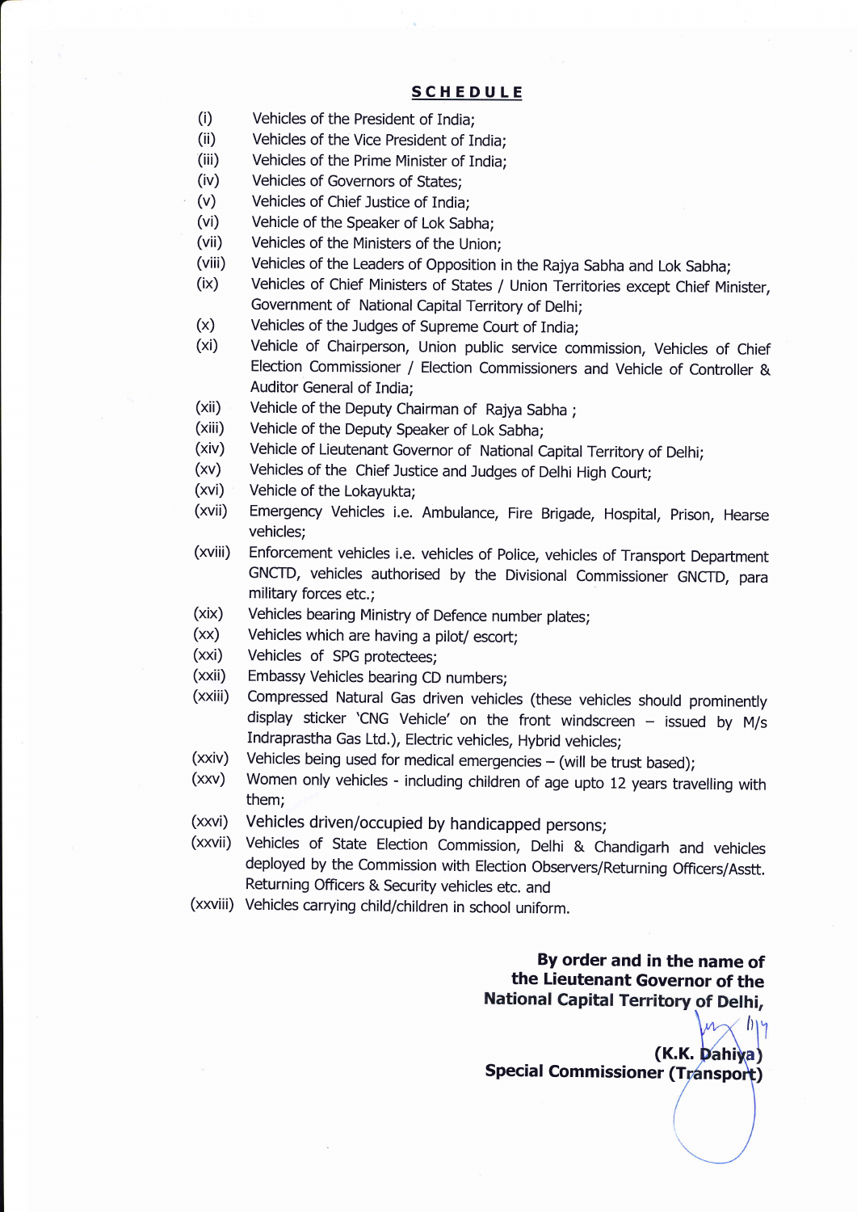## SCHEDULE

(i) Vehicles of the President of India;

(ii) Vehicles of the Vice President of India;

(iii) Vehicles of the Prime Minister of India;

(iv) Vehicles of Governors of States;

(v) Vehicles of Chief Justice of India;

(vi) Vehicle of the Speaker of Lok Sabha;

(vii) Vehicles of the Ministers of the Union;

(viii) Vehicles of the Leaders of Opposition in the Rajya Sabha and Lok Sabha;

(ix) Vehicles of Chief Ministers of States / Union Territories except Chief Minister, Government of National Capital Territory of Delhi;

(x) Vehicles of the Judges of Supreme Court of India;

(xi) Vehicle of Chairperson, Union public service commission, Vehicles of Chief Election Commissioner / Election Commissioners and Vehicle of Controller & Auditor General of India;

(xii) Vehicle of the Deputy Chairman of Rajya Sabha ;

(xiii) Vehicle of the Deputy Speaker of Lok Sabha;

(xiv) Vehicle of Lieutenant Governor of National Capital Territory of Delhi;

(xv) Vehicles of the Chief Justice and Judges of Delhi High Court;

(xvi) Vehicle of the Lokayukta;

(xvii) Emergency Vehicles i.e. Ambulance, Fire Brigade, Hospital, Prison, Hearse vehicles;

(xviii) Enforcement vehicles i.e. vehicles of Police, vehicles of Transport Department GNCTD, vehicles authorised by the Divisional Commissioner GNCTD, para military forces etc.;

(xix) Vehicles bearing Ministry of Defence number plates;

(xx) Vehicles which are having a pilot/ escort;

(xxi) Vehicles of SPG protectees;

(xxii) Embassy Vehicles bearing CD numbers;

(xxiii) Compressed Natural Gas driven vehicles (these vehicles should prominently display sticker 'CNG Vehicle' on the front windscreen – issued by M/s Indraprastha Gas Ltd.), Electric vehicles, Hybrid vehicles;

(xxiv) Vehicles being used for medical emergencies – (will be trust based);

(xxv) Women only vehicles - including children of age upto 12 years travelling with them;

(xxvi) Vehicles driven/occupied by handicapped persons;

(xxvii) Vehicles of State Election Commission, Delhi & Chandigarh and vehicles deployed by the Commission with Election Observers/Returning Officers/Asstt. Returning Officers & Security vehicles etc. and

(xxviii) Vehicles carrying child/children in school uniform.

**By order and in the name of the Lieutenant Governor of the National Capital Territory of Delhi,**

**(K.K. Dahiya)**
**Special Commissioner (Transport)**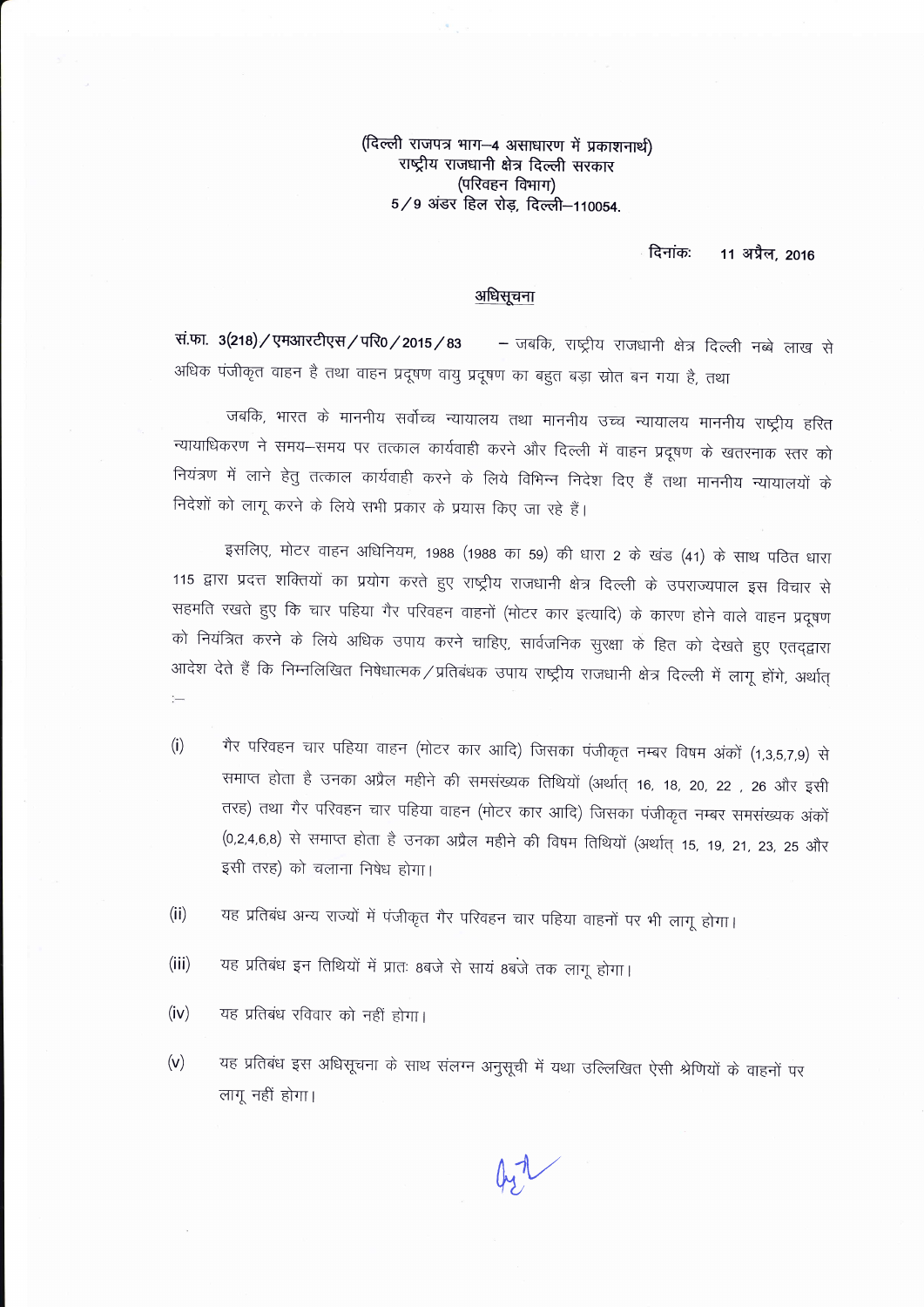(दिल्ली राजपत्र भाग–4 असाधारण में प्रकाशनार्थ)
राष्ट्रीय राजधानी क्षेत्र दिल्ली सरकार
(परिवहन विभाग)
5/9 अंडर हिल रोड़, दिल्ली–110054.

दिनांकः 11 अप्रैल, 2016

## अधिसूचना

सं.फा. 3(218)/एमआरटीएस/परि0/2015/83 – जबकि, राष्ट्रीय राजधानी क्षेत्र दिल्ली नब्बे लाख से अधिक पंजीकृत वाहन है तथा वाहन प्रदूषण वायु प्रदूषण का बहुत बड़ा स्रोत बन गया है, तथा

जबकि, भारत के माननीय सर्वोच्च न्यायालय तथा माननीय उच्च न्यायालय माननीय राष्ट्रीय हरित न्यायाधिकरण ने समय–समय पर तत्काल कार्यवाही करने और दिल्ली में वाहन प्रदूषण के खतरनाक स्तर को नियंत्रण में लाने हेतु तत्काल कार्यवाही करने के लिये विभिन्न निदेश दिए हैं तथा माननीय न्यायालयों के निदेशों को लागू करने के लिये सभी प्रकार के प्रयास किए जा रहे हैं।

इसलिए, मोटर वाहन अधिनियम, 1988 (1988 का 59) की धारा 2 के खंड (41) के साथ पठित धारा 115 द्वारा प्रदत्त शक्तियों का प्रयोग करते हुए राष्ट्रीय राजधानी क्षेत्र दिल्ली के उपराज्यपाल इस विचार से सहमति रखते हुए कि चार पहिया गैर परिवहन वाहनों (मोटर कार इत्यादि) के कारण होने वाले वाहन प्रदूषण को नियंत्रित करने के लिये अधिक उपाय करने चाहिए, सार्वजनिक सुरक्षा के हित को देखते हुए एतद्द्वारा आदेश देते हैं कि निम्नलिखित निषेधात्मक/प्रतिबंधक उपाय राष्ट्रीय राजधानी क्षेत्र दिल्ली में लागू होंगे, अर्थात् :–

(i) गैर परिवहन चार पहिया वाहन (मोटर कार आदि) जिसका पंजीकृत नम्बर विषम अंकों (1,3,5,7,9) से समाप्त होता है उनका अप्रैल महीने की समसंख्यक तिथियों (अर्थात् 16, 18, 20, 22 , 26 और इसी तरह) तथा गैर परिवहन चार पहिया वाहन (मोटर कार आदि) जिसका पंजीकृत नम्बर समसंख्यक अंकों (0,2,4,6,8) से समाप्त होता है उनका अप्रैल महीने की विषम तिथियों (अर्थात् 15, 19, 21, 23, 25 और इसी तरह) को चलाना निषेध होगा।

(ii) यह प्रतिबंध अन्य राज्यों में पंजीकृत गैर परिवहन चार पहिया वाहनों पर भी लागू होगा।

(iii) यह प्रतिबंध इन तिथियों में प्रातः 8बजे से सायं 8बजे तक लागू होगा।

(iv) यह प्रतिबंध रविवार को नहीं होगा।

(v) यह प्रतिबंध इस अधिसूचना के साथ संलग्न अनुसूची में यथा उल्लिखित ऐसी श्रेणियों के वाहनों पर लागू नहीं होगा।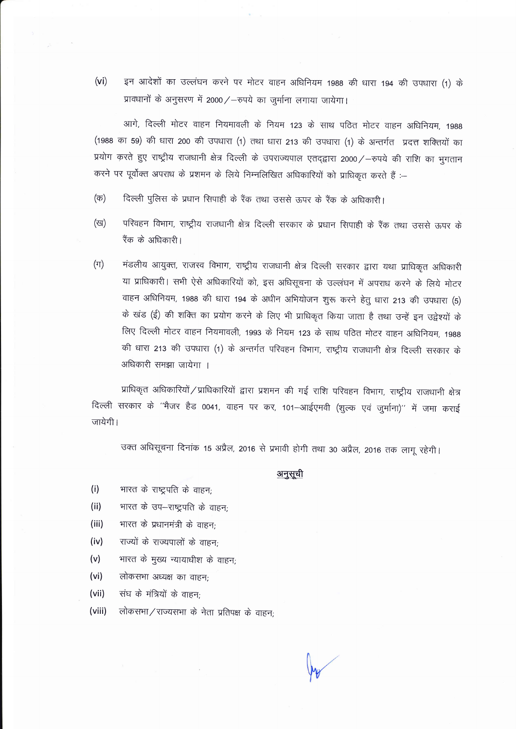(vi) इन आदेशों का उल्लंघन करने पर मोटर वाहन अधिनियम 1988 की धारा 194 की उपधारा (1) के प्रावधानों के अनुसरण में 2000/–रुपये का जुर्माना लगाया जायेगा।

आगे, दिल्ली मोटर वाहन नियमावली के नियम 123 के साथ पठित मोटर वाहन अधिनियम, 1988 (1988 का 59) की धारा 200 की उपधारा (1) तथा धारा 213 की उपधारा (1) के अन्तर्गत प्रदत्त शक्तियों का प्रयोग करते हुए राष्ट्रीय राजधानी क्षेत्र दिल्ली के उपराज्यपाल एतद्द्वारा 2000/–रुपये की राशि का भुगतान करने पर पूर्वोक्त अपराध के प्रशमन के लिये निम्नलिखित अधिकारियों को प्राधिकृत करते हैं :–

(क) दिल्ली पुलिस के प्रधान सिपाही के रैंक तथा उससे ऊपर के रैंक के अधिकारी।

(ख) परिवहन विभाग, राष्ट्रीय राजधानी क्षेत्र दिल्ली सरकार के प्रधान सिपाही के रैंक तथा उससे ऊपर के रैंक के अधिकारी।

(ग) मंडलीय आयुक्त, राजस्व विभाग, राष्ट्रीय राजधानी क्षेत्र दिल्ली सरकार द्वारा यथा प्राधिकृत अधिकारी या प्राधिकारी। सभी ऐसे अधिकारियों को, इस अधिसूचना के उल्लंघन में अपराध करने के लिये मोटर वाहन अधिनियम, 1988 की धारा 194 के अधीन अभियोजन शुरू करने हेतु धारा 213 की उपधारा (5) के खंड (ई) की शक्ति का प्रयोग करने के लिए भी प्राधिकृत किया जाता है तथा उन्हें इन उद्देश्यों के लिए दिल्ली मोटर वाहन नियमावली, 1993 के नियम 123 के साथ पठित मोटर वाहन अधिनियम, 1988 की धारा 213 की उपधारा (1) के अन्तर्गत परिवहन विभाग, राष्ट्रीय राजधानी क्षेत्र दिल्ली सरकार के अधिकारी समझा जायेगा ।

प्राधिकृत अधिकारियों/प्राधिकारियों द्वारा प्रशमन की गई राशि परिवहन विभाग, राष्ट्रीय राजधानी क्षेत्र दिल्ली सरकार के "मैजर हैड 0041, वाहन पर कर, 101–आईएमवी (शुल्क एवं जुर्माना)" में जमा कराई जायेगी।

उक्त अधिसूचना दिनांक 15 अप्रैल, 2016 से प्रभावी होगी तथा 30 अप्रैल, 2016 तक लागू रहेगी।

## अनुसूची

(i) भारत के राष्ट्रपति के वाहन;

(ii) भारत के उप–राष्ट्रपति के वाहन;

(iii) भारत के प्रधानमंत्री के वाहन;

(iv) राज्यों के राज्यपालों के वाहन;

(v) भारत के मुख्य न्यायाधीश के वाहन;

(vi) लोकसभा अध्यक्ष का वाहन;

(vii) संघ के मंत्रियों के वाहन;

(viii) लोकसभा/राज्यसभा के नेता प्रतिपक्ष के वाहन;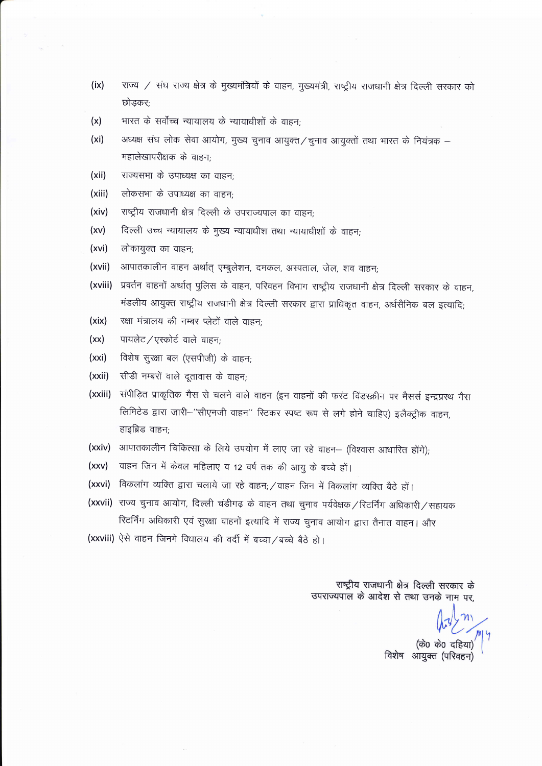(ix) राज्य / संघ राज्य क्षेत्र के मुख्यमंत्रियों के वाहन, मुख्यमंत्री, राष्ट्रीय राजधानी क्षेत्र दिल्ली सरकार को छोड़कर;

(x) भारत के सर्वोच्च न्यायालय के न्यायाधीशों के वाहन;

(xi) अध्यक्ष संघ लोक सेवा आयोग, मुख्य चुनाव आयुक्त/चुनाव आयुक्तों तथा भारत के नियंत्रक – महालेखापरीक्षक के वाहन;

(xii) राज्यसभा के उपाध्यक्ष का वाहन;

(xiii) लोकसभा के उपाध्यक्ष का वाहन;

(xiv) राष्ट्रीय राजधानी क्षेत्र दिल्ली के उपराज्यपाल का वाहन;

(xv) दिल्ली उच्च न्यायालय के मुख्य न्यायाधीश तथा न्यायाधीशों के वाहन;

(xvi) लोकायुक्त का वाहन;

(xvii) आपातकालीन वाहन अर्थात् एम्बुलेंस, दमकल, अस्पताल, जेल, शव वाहन;

(xviii) प्रवर्तन वाहनों अर्थात् पुलिस के वाहन, परिवहन विभाग राष्ट्रीय राजधानी क्षेत्र दिल्ली सरकार के वाहन, मंडलीय आयुक्त राष्ट्रीय राजधानी क्षेत्र दिल्ली सरकार द्वारा प्राधिकृत वाहन, अर्धसैनिक बल इत्यादि;

(xix) रक्षा मंत्रालय की नम्बर प्लेटों वाले वाहन;

(xx) पायलेट/एस्कोर्ट वाले वाहन;

(xxi) विशेष सुरक्षा बल (एसपीजी) के वाहन;

(xxii) सीडी नम्बरों वाले दूतावास के वाहन;

(xxiii) संपीड़ित प्राकृतिक गैस से चलने वाले वाहन (इन वाहनों की फरंट विंडस्क्रीन पर मैसर्स इन्द्रप्रस्थ गैस लिमिटेड द्वारा जारी–"सीएनजी वाहन" स्टिकर स्पष्ट रूप से लगे होने चाहिए) इलैक्ट्रीक वाहन, हाइब्रिड वाहन;

(xxiv) आपातकालीन चिकित्सा के लिये उपयोग में लाए जा रहे वाहन– (विश्वास आधारित होंगे);

(xxv) वाहन जिन में केवल महिलाए व 12 वर्ष तक की आयु के बच्चे हों।

(xxvi) विकलांग व्यक्ति द्वारा चलाये जा रहे वाहन;/वाहन जिन में विकलांग व्यक्ति बैठे हों।

(xxvii) राज्य चुनाव आयोग, दिल्ली चंडीगढ़ के वाहन तथा चुनाव पर्यवेक्षक/रिटर्निंग अधिकारी/सहायक रिटर्निंग अधिकारी एवं सुरक्षा वाहनों इत्यादि में राज्य चुनाव आयोग द्वारा तैनात वाहन। और

(xxviii) ऐसे वाहन जिनमे विधालय की वर्दी में बच्चा/बच्चे बैठे हो।

राष्ट्रीय राजधानी क्षेत्र दिल्ली सरकार के
उपराज्यपाल के आदेश से तथा उनके नाम पर,

(के० के० दहिया)
विशेष आयुक्त (परिवहन)